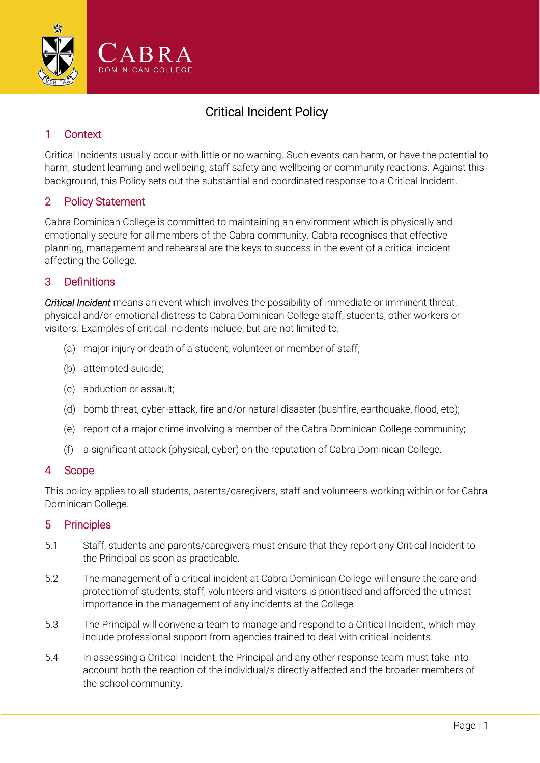# Critical Incident Policy

## 1 Context

Critical Incidents usually occur with little or no warning. Such events can harm, or have the potential to harm, student learning and wellbeing, staff safety and wellbeing or community reactions. Against this background, this Policy sets out the substantial and coordinated response to a Critical Incident.

## 2 Policy Statement

Cabra Dominican College is committed to maintaining an environment which is physically and emotionally secure for all members of the Cabra community. Cabra recognises that effective planning, management and rehearsal are the keys to success in the event of a critical incident affecting the College.

## 3 Definitions

***Critical Incident*** means an event which involves the possibility of immediate or imminent threat, physical and/or emotional distress to Cabra Dominican College staff, students, other workers or visitors. Examples of critical incidents include, but are not limited to:

(a) major injury or death of a student, volunteer or member of staff;

(b) attempted suicide;

(c) abduction or assault;

(d) bomb threat, cyber-attack, fire and/or natural disaster (bushfire, earthquake, flood, etc);

(e) report of a major crime involving a member of the Cabra Dominican College community;

(f) a significant attack (physical, cyber) on the reputation of Cabra Dominican College.

## 4 Scope

This policy applies to all students, parents/caregivers, staff and volunteers working within or for Cabra Dominican College.

## 5 Principles

5.1 Staff, students and parents/caregivers must ensure that they report any Critical Incident to the Principal as soon as practicable.

5.2 The management of a critical incident at Cabra Dominican College will ensure the care and protection of students, staff, volunteers and visitors is prioritised and afforded the utmost importance in the management of any incidents at the College.

5.3 The Principal will convene a team to manage and respond to a Critical Incident, which may include professional support from agencies trained to deal with critical incidents.

5.4 In assessing a Critical Incident, the Principal and any other response team must take into account both the reaction of the individual/s directly affected and the broader members of the school community.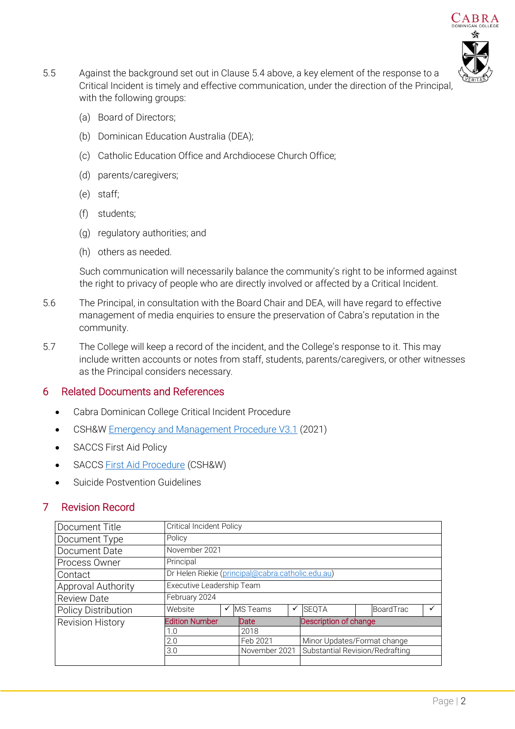5.5 Against the background set out in Clause 5.4 above, a key element of the response to a Critical Incident is timely and effective communication, under the direction of the Principal, with the following groups:

(a) Board of Directors;

(b) Dominican Education Australia (DEA);

(c) Catholic Education Office and Archdiocese Church Office;

(d) parents/caregivers;

(e) staff;

(f) students;

(g) regulatory authorities; and

(h) others as needed.

Such communication will necessarily balance the community's right to be informed against the right to privacy of people who are directly involved or affected by a Critical Incident.

5.6 The Principal, in consultation with the Board Chair and DEA, will have regard to effective management of media enquiries to ensure the preservation of Cabra's reputation in the community.

5.7 The College will keep a record of the incident, and the College's response to it. This may include written accounts or notes from staff, students, parents/caregivers, or other witnesses as the Principal considers necessary.

## 6 Related Documents and References

- Cabra Dominican College Critical Incident Procedure
- CSH&W Emergency and Management Procedure V3.1 (2021)
- SACCS First Aid Policy
- SACCS First Aid Procedure (CSH&W)
- Suicide Postvention Guidelines

## 7 Revision Record

| | | | | | | | |
|---|---|---|---|---|---|---|---|
| Document Title | Critical Incident Policy | | | | | | |
| Document Type | Policy | | | | | | |
| Document Date | November 2021 | | | | | | |
| Process Owner | Principal | | | | | | |
| Contact | Dr Helen Riekie (principal@cabra.catholic.edu.au) | | | | | | |
| Approval Authority | Executive Leadership Team | | | | | | |
| Review Date | February 2024 | | | | | | |
| Policy Distribution | Website | ✓ | MS Teams | ✓ | SEQTA | BoardTrac | ✓ |
| Revision History | Edition Number | Date | Description of change | | | | |
| | 1.0 | 2018 | | | | | |
| | 2.0 | Feb 2021 | Minor Updates/Format change | | | | |
| | 3.0 | November 2021 | Substantial Revision/Redrafting | | | | |
| | | | | | | | |